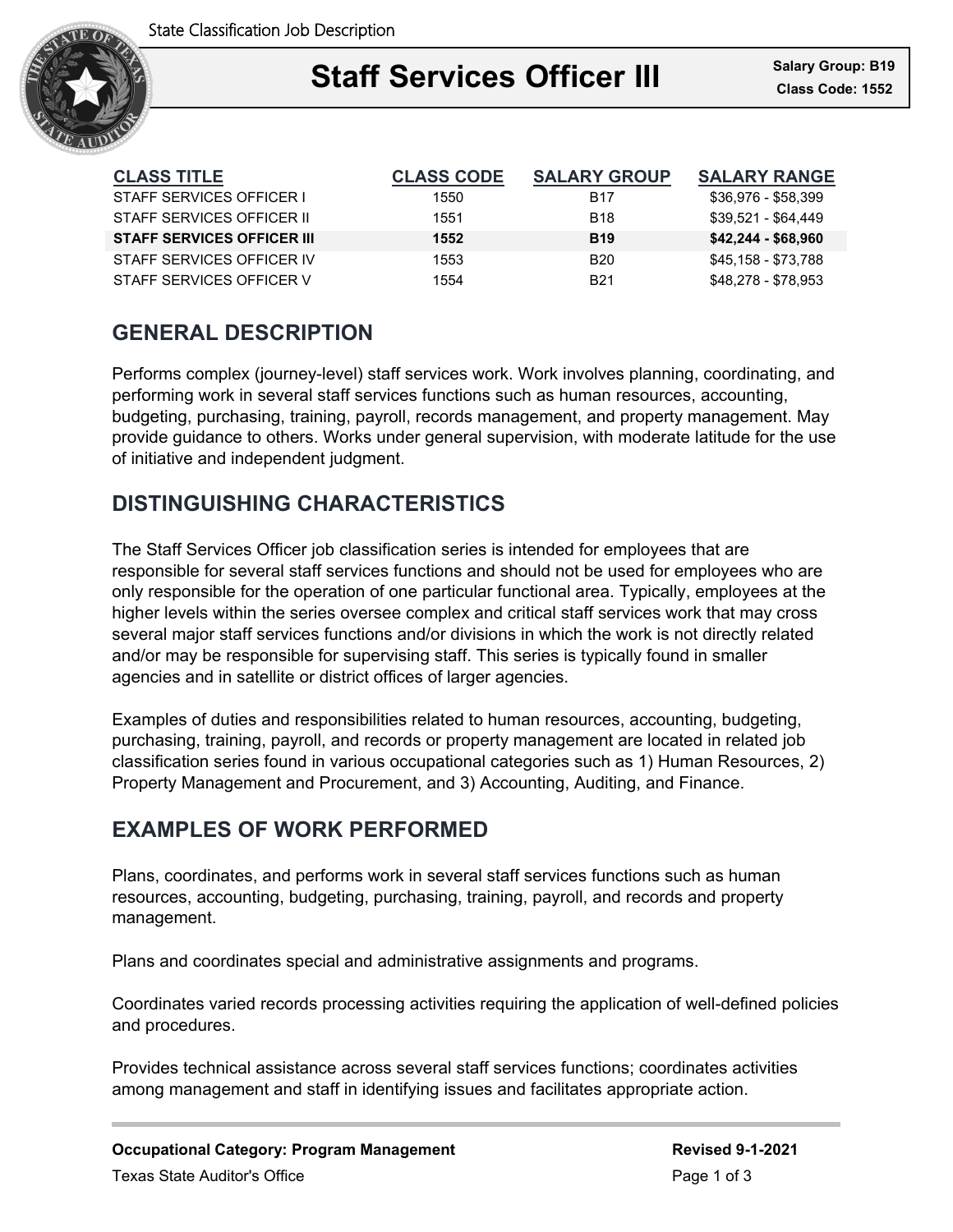State Classification Job Description

# Staff Services Officer III

**Salary Group: B19**
**Class Code: 1552**

| CLASS TITLE | CLASS CODE | SALARY GROUP | SALARY RANGE |
|---|---|---|---|
| STAFF SERVICES OFFICER I | 1550 | B17 | $36,976 - $58,399 |
| STAFF SERVICES OFFICER II | 1551 | B18 | $39,521 - $64,449 |
| **STAFF SERVICES OFFICER III** | **1552** | **B19** | **$42,244 - $68,960** |
| STAFF SERVICES OFFICER IV | 1553 | B20 | $45,158 - $73,788 |
| STAFF SERVICES OFFICER V | 1554 | B21 | $48,278 - $78,953 |

## GENERAL DESCRIPTION

Performs complex (journey-level) staff services work. Work involves planning, coordinating, and performing work in several staff services functions such as human resources, accounting, budgeting, purchasing, training, payroll, records management, and property management. May provide guidance to others. Works under general supervision, with moderate latitude for the use of initiative and independent judgment.

## DISTINGUISHING CHARACTERISTICS

The Staff Services Officer job classification series is intended for employees that are responsible for several staff services functions and should not be used for employees who are only responsible for the operation of one particular functional area. Typically, employees at the higher levels within the series oversee complex and critical staff services work that may cross several major staff services functions and/or divisions in which the work is not directly related and/or may be responsible for supervising staff. This series is typically found in smaller agencies and in satellite or district offices of larger agencies.

Examples of duties and responsibilities related to human resources, accounting, budgeting, purchasing, training, payroll, and records or property management are located in related job classification series found in various occupational categories such as 1) Human Resources, 2) Property Management and Procurement, and 3) Accounting, Auditing, and Finance.

## EXAMPLES OF WORK PERFORMED

Plans, coordinates, and performs work in several staff services functions such as human resources, accounting, budgeting, purchasing, training, payroll, and records and property management.

Plans and coordinates special and administrative assignments and programs.

Coordinates varied records processing activities requiring the application of well-defined policies and procedures.

Provides technical assistance across several staff services functions; coordinates activities among management and staff in identifying issues and facilitates appropriate action.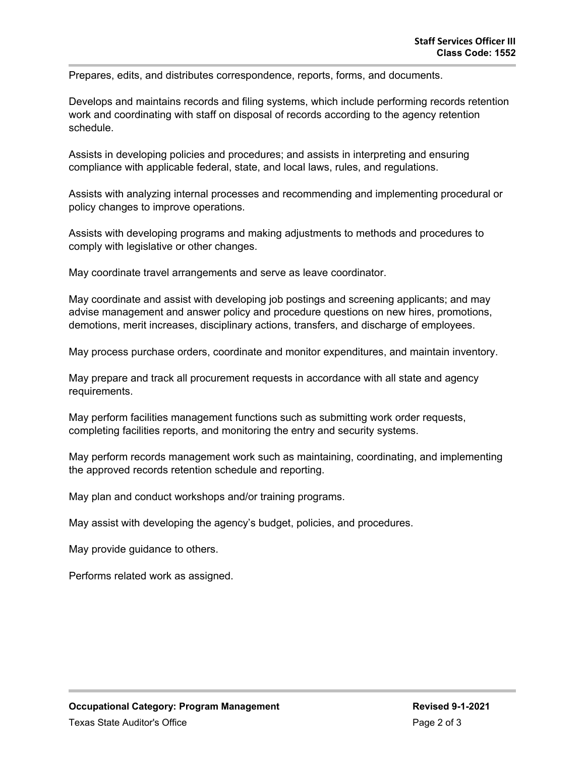Prepares, edits, and distributes correspondence, reports, forms, and documents.

Develops and maintains records and filing systems, which include performing records retention work and coordinating with staff on disposal of records according to the agency retention schedule.

Assists in developing policies and procedures; and assists in interpreting and ensuring compliance with applicable federal, state, and local laws, rules, and regulations.

Assists with analyzing internal processes and recommending and implementing procedural or policy changes to improve operations.

Assists with developing programs and making adjustments to methods and procedures to comply with legislative or other changes.

May coordinate travel arrangements and serve as leave coordinator.

May coordinate and assist with developing job postings and screening applicants; and may advise management and answer policy and procedure questions on new hires, promotions, demotions, merit increases, disciplinary actions, transfers, and discharge of employees.

May process purchase orders, coordinate and monitor expenditures, and maintain inventory.

May prepare and track all procurement requests in accordance with all state and agency requirements.

May perform facilities management functions such as submitting work order requests, completing facilities reports, and monitoring the entry and security systems.

May perform records management work such as maintaining, coordinating, and implementing the approved records retention schedule and reporting.

May plan and conduct workshops and/or training programs.

May assist with developing the agency's budget, policies, and procedures.

May provide guidance to others.

Performs related work as assigned.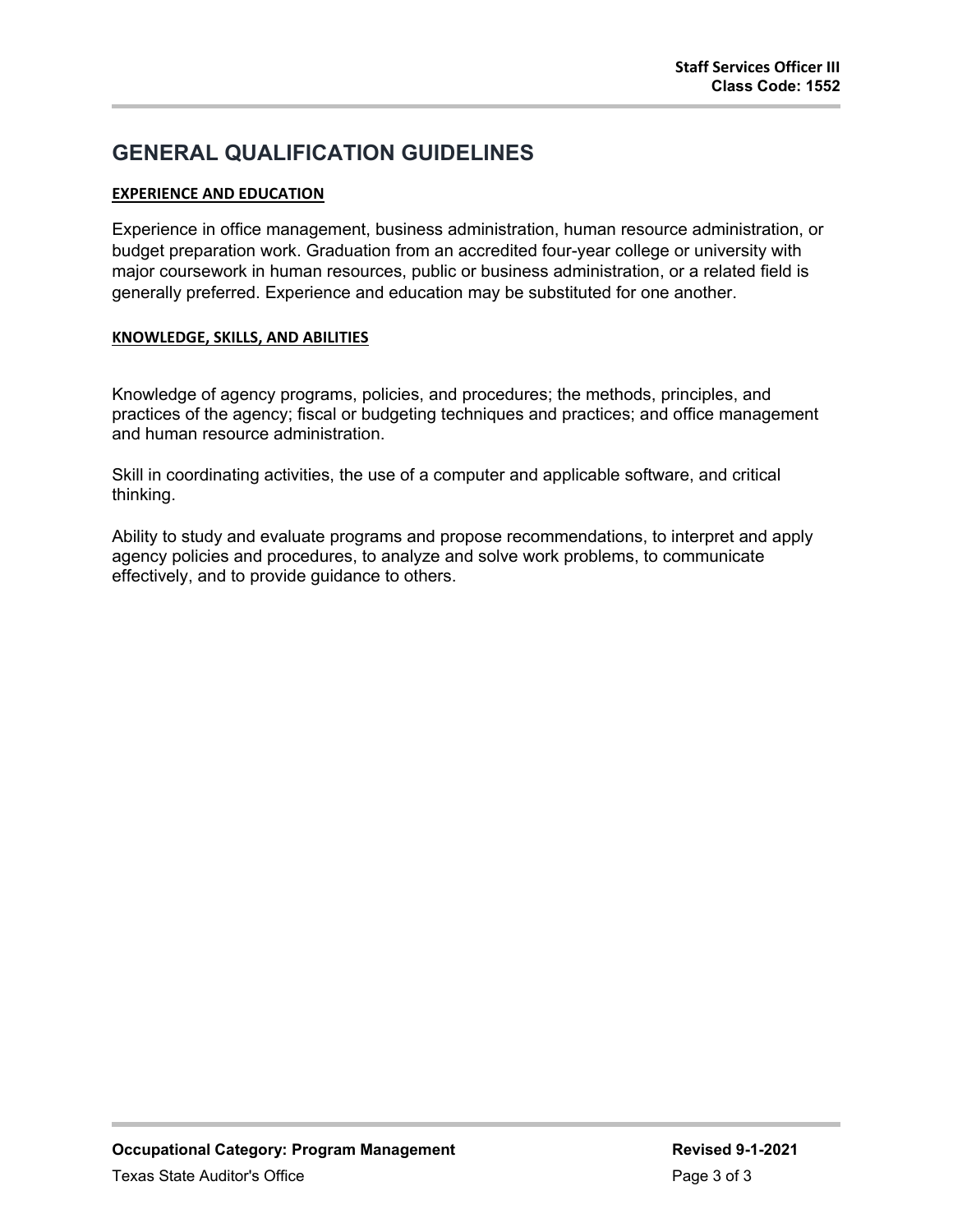## GENERAL QUALIFICATION GUIDELINES

### EXPERIENCE AND EDUCATION

Experience in office management, business administration, human resource administration, or budget preparation work. Graduation from an accredited four-year college or university with major coursework in human resources, public or business administration, or a related field is generally preferred. Experience and education may be substituted for one another.

### KNOWLEDGE, SKILLS, AND ABILITIES

Knowledge of agency programs, policies, and procedures; the methods, principles, and practices of the agency; fiscal or budgeting techniques and practices; and office management and human resource administration.

Skill in coordinating activities, the use of a computer and applicable software, and critical thinking.

Ability to study and evaluate programs and propose recommendations, to interpret and apply agency policies and procedures, to analyze and solve work problems, to communicate effectively, and to provide guidance to others.